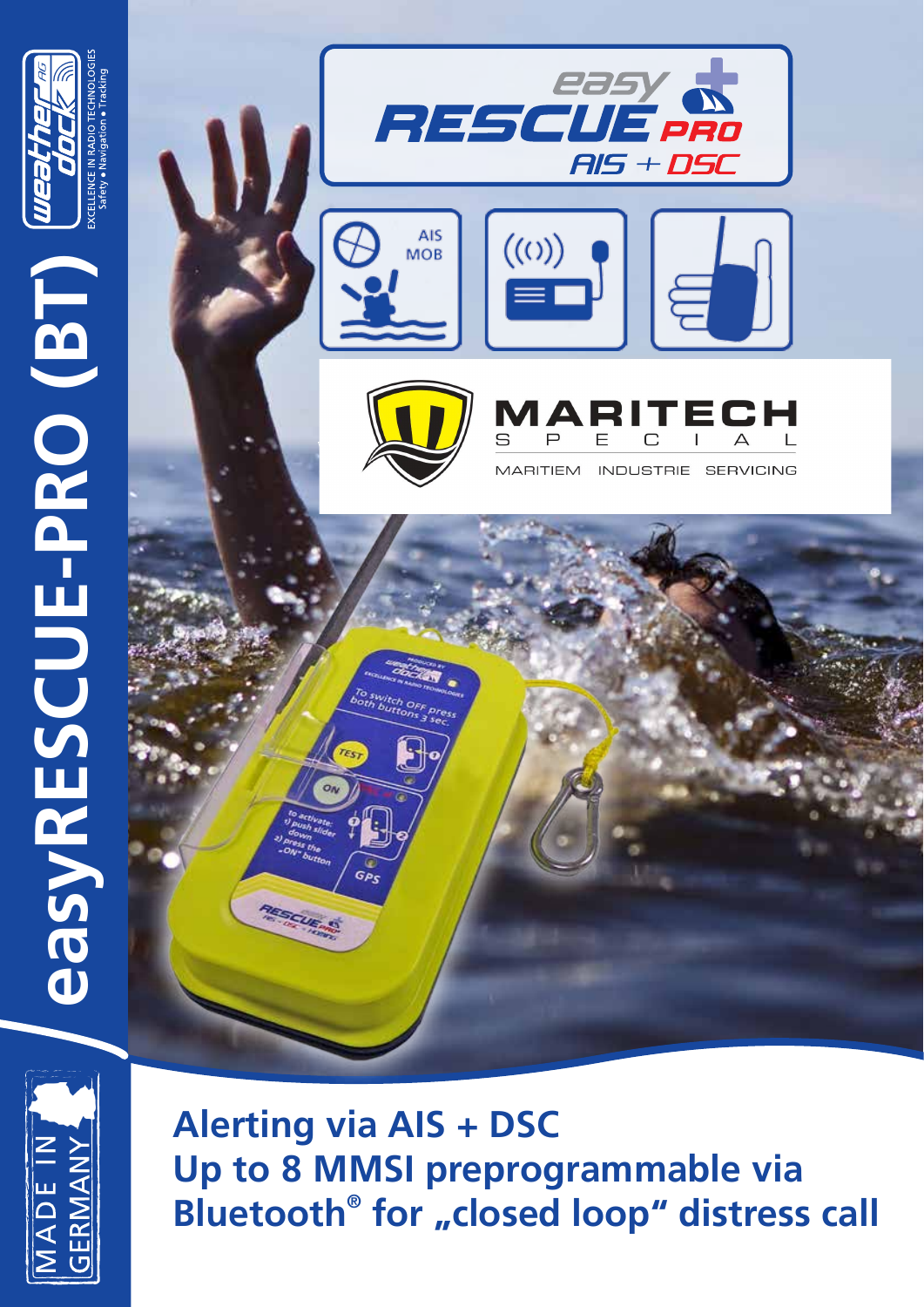# easyRESCUE-PRO (BT)

weather dock AG
EXCELLENCE IN RADIO TECHNOLOGIES
Safety • Navigation • Tracking

easy RESCUE PRO
AIS + DSC

AIS MOB

MARITECH SPECIAL
MARITIEM INDUSTRIE SERVICING

MADE IN GERMANY

## Alerting via AIS + DSC
## Up to 8 MMSI preprogrammable via Bluetooth® for „closed loop" distress call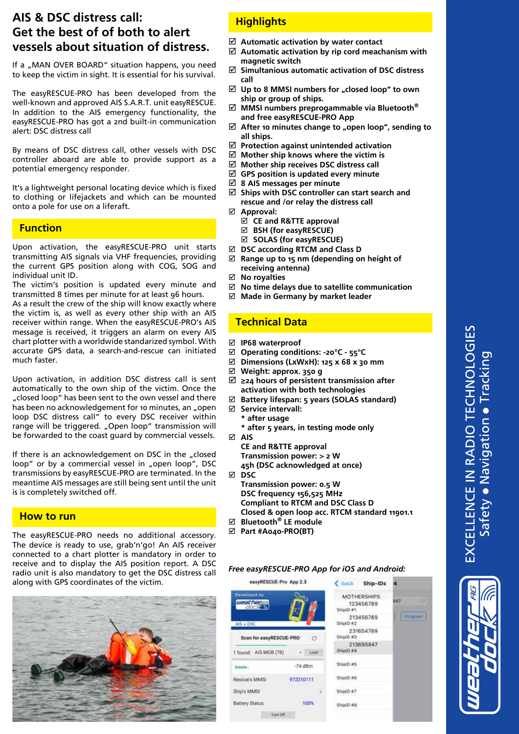# AIS & DSC distress call: Get the best of both to alert vessels about situation of distress.

If a „MAN OVER BOARD" situation happens, you need to keep the victim in sight. It is essential for his survival.

The easyRESCUE-PRO has been developed from the well-known and approved AIS S.A.R.T. unit easyRESCUE. In addition to the AIS emergency functionality, the easyRESCUE-PRO has got a 2nd and built-in communication alert: DSC distress call

By means of DSC distress call, other vessels with DSC controller aboard are able to provide support as a potential emergency responder.

It's a lightweight personal locating device which is fixed to clothing or lifejackets and which can be mounted onto a pole for use on a liferaft.

## Function

Upon activation, the easyRESCUE-PRO unit starts transmitting AIS signals via VHF frequencies, providing the current GPS position along with COG, SOG and individual unit ID.
The victim's position is updated every minute and transmitted 8 times per minute for at least 96 hours.
As a result the crew of the ship will know exactly where the victim is, as well as every other ship with an AIS receiver within range. When the easyRESCUE-PRO's AIS message is received, it triggers an alarm on every AIS chart plotter with a worldwide standarized symbol. With accurate GPS data, a search-and-rescue can initiated much faster.

Upon activation, in addition DSC distress call is sent automatically to the own ship of the victim. Once the „closed loop" has been sent to the own vessel and there has been no acknowledgement for 10 minutes, an „open loop DSC distress call" to every DSC receiver within range will be triggered. „Open loop" transmission will be forwarded to the coast guard by commercial vessels.

If there is an acknowledgement on DSC in the „closed loop" or by a commercial vessel in „open loop", DSC transmissions by easyRESCUE-PRO are terminated. In the meantime AIS messages are still being sent until the unit is completely switched off.

## How to run

The easyRESCUE-PRO needs no additional accessory. The device is ready to use, grab'n'go! An AIS receiver connected to a chart plotter is mandatory in order to receive and to display the AIS position report. A DSC radio unit is also mandatory to get the DSC distress call along with GPS coordinates of the victim.

## Highlights

- ☑ Automatic activation by water contact
- ☑ Automatic activation by rip cord meachanism with magnetic switch
- ☑ Simultanious automatic activation of DSC distress call
- ☑ Up to 8 MMSI numbers for „closed loop" to own ship or group of ships.
- ☑ MMSI numbers preprogammable via Bluetooth® and free easyRESCUE-PRO App
- ☑ After 10 minutes change to „open loop", sending to all ships.
- ☑ Protection against unintended activation
- ☑ Mother ship knows where the victim is
- ☑ Mother ship receives DSC distress call
- ☑ GPS position is updated every minute
- ☑ 8 AIS messages per minute
- ☑ Ships with DSC controller can start search and rescue and /or relay the distress call
- ☑ Approval:
  - ☑ CE and R&TTE approval
  - ☑ BSH (for easyRESCUE)
  - ☑ SOLAS (for easyRESCUE)
- ☑ DSC according RTCM and Class D
- ☑ Range up to 15 nm (depending on height of receiving antenna)
- ☑ No royalties
- ☑ No time delays due to satellite communication
- ☑ Made in Germany by market leader

## Technical Data

- ☑ IP68 waterproof
- ☑ Operating conditions: -20°C - 55°C
- ☑ Dimensions (LxWxH): 125 x 68 x 30 mm
- ☑ Weight: approx. 350 g
- ☑ ≥24 hours of persistent transmission after activation with both technologies
- ☑ Battery lifespan: 5 years (SOLAS standard)
- ☑ Service intervall:
  - * after usage
  - * after 5 years, in testing mode only
- ☑ AIS
  CE and R&TTE approval
  Transmission power: > 2 W
  45h (DSC acknowledged at once)
- ☑ DSC
  Transmission power: 0.5 W
  DSC frequency 156,525 MHz
  Compliant to RTCM and DSC Class D
  Closed & open loop acc. RTCM standard 11901.1
- ☑ Bluetooth® LE module
- ☑ Part #A040-PRO(BT)

*Free easyRESCUE-PRO App for iOS and Android:*

EXCELLENCE IN RADIO TECHNOLOGIES
Safety • Navigation • Tracking